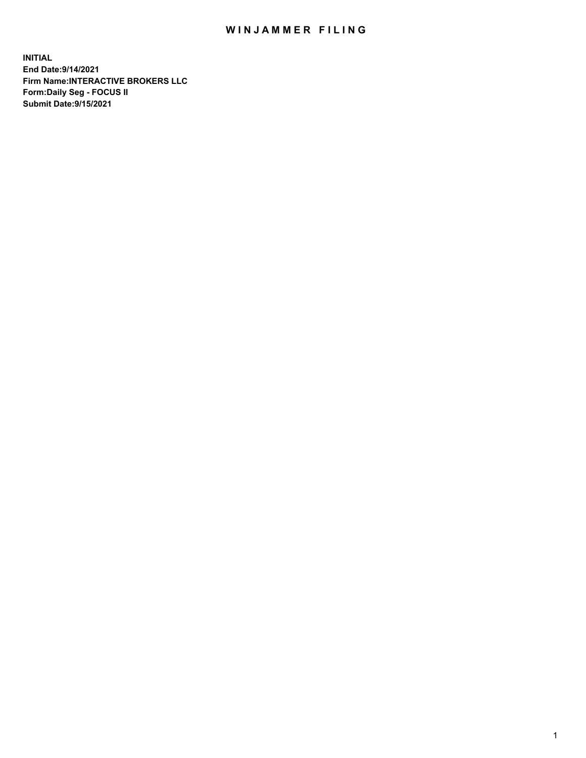# WINJAMMER FILING

**INITIAL**
**End Date:9/14/2021**
**Firm Name:INTERACTIVE BROKERS LLC**
**Form:Daily Seg - FOCUS II**
**Submit Date:9/15/2021**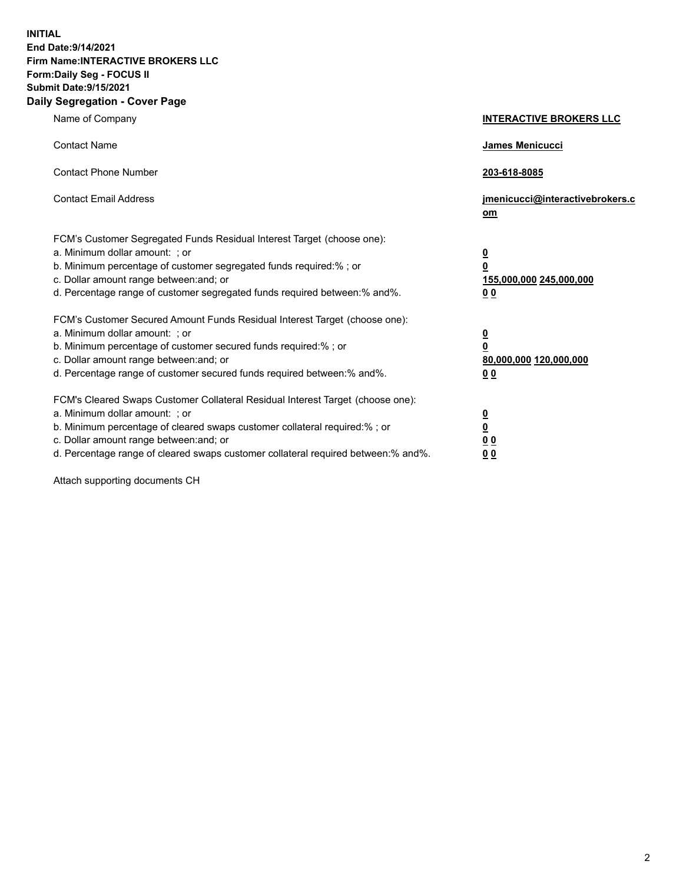**INITIAL**
**End Date:9/14/2021**
**Firm Name:INTERACTIVE BROKERS LLC**
**Form:Daily Seg - FOCUS II**
**Submit Date:9/15/2021**
**Daily Segregation - Cover Page**

| | |
|---|---|
| Name of Company | **INTERACTIVE BROKERS LLC** |
| Contact Name | **James Menicucci** |
| Contact Phone Number | **203-618-8085** |
| Contact Email Address | **jmenicucci@interactivebrokers.com** |
| FCM's Customer Segregated Funds Residual Interest Target (choose one): | |
| a. Minimum dollar amount: ; or | **0** |
| b. Minimum percentage of customer segregated funds required:% ; or | **0** |
| c. Dollar amount range between:and; or | **155,000,000** **245,000,000** |
| d. Percentage range of customer segregated funds required between:% and%. | **0** **0** |
| FCM's Customer Secured Amount Funds Residual Interest Target (choose one): | |
| a. Minimum dollar amount: ; or | **0** |
| b. Minimum percentage of customer secured funds required:% ; or | **0** |
| c. Dollar amount range between:and; or | **80,000,000** **120,000,000** |
| d. Percentage range of customer secured funds required between:% and%. | **0** **0** |
| FCM's Cleared Swaps Customer Collateral Residual Interest Target (choose one): | |
| a. Minimum dollar amount: ; or | **0** |
| b. Minimum percentage of cleared swaps customer collateral required:% ; or | **0** |
| c. Dollar amount range between:and; or | **0** **0** |
| d. Percentage range of cleared swaps customer collateral required between:% and%. | **0** **0** |

Attach supporting documents CH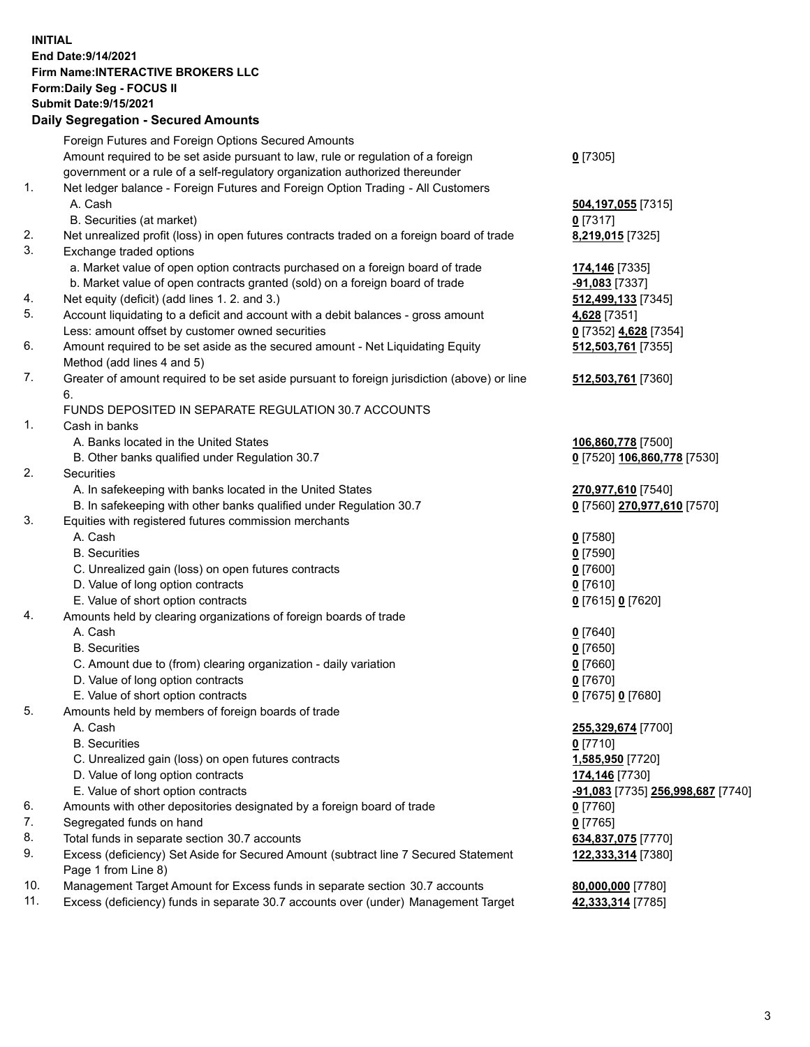**INITIAL**
**End Date:9/14/2021**
**Firm Name:INTERACTIVE BROKERS LLC**
**Form:Daily Seg - FOCUS II**
**Submit Date:9/15/2021**

## Daily Segregation - Secured Amounts

| | | |
|---|---|---|
| | Foreign Futures and Foreign Options Secured Amounts | |
| | Amount required to be set aside pursuant to law, rule or regulation of a foreign government or a rule of a self-regulatory organization authorized thereunder | **0** [7305] |
| 1. | Net ledger balance - Foreign Futures and Foreign Option Trading - All Customers | |
| | A. Cash | **504,197,055** [7315] |
| | B. Securities (at market) | **0** [7317] |
| 2. | Net unrealized profit (loss) in open futures contracts traded on a foreign board of trade | **8,219,015** [7325] |
| 3. | Exchange traded options | |
| | a. Market value of open option contracts purchased on a foreign board of trade | **174,146** [7335] |
| | b. Market value of open contracts granted (sold) on a foreign board of trade | **-91,083** [7337] |
| 4. | Net equity (deficit) (add lines 1. 2. and 3.) | **512,499,133** [7345] |
| 5. | Account liquidating to a deficit and account with a debit balances - gross amount | **4,628** [7351] |
| | Less: amount offset by customer owned securities | **0** [7352] **4,628** [7354] |
| 6. | Amount required to be set aside as the secured amount - Net Liquidating Equity Method (add lines 4 and 5) | **512,503,761** [7355] |
| 7. | Greater of amount required to be set aside pursuant to foreign jurisdiction (above) or line 6. | **512,503,761** [7360] |
| | FUNDS DEPOSITED IN SEPARATE REGULATION 30.7 ACCOUNTS | |
| 1. | Cash in banks | |
| | A. Banks located in the United States | **106,860,778** [7500] |
| | B. Other banks qualified under Regulation 30.7 | **0** [7520] **106,860,778** [7530] |
| 2. | Securities | |
| | A. In safekeeping with banks located in the United States | **270,977,610** [7540] |
| | B. In safekeeping with other banks qualified under Regulation 30.7 | **0** [7560] **270,977,610** [7570] |
| 3. | Equities with registered futures commission merchants | |
| | A. Cash | **0** [7580] |
| | B. Securities | **0** [7590] |
| | C. Unrealized gain (loss) on open futures contracts | **0** [7600] |
| | D. Value of long option contracts | **0** [7610] |
| | E. Value of short option contracts | **0** [7615] **0** [7620] |
| 4. | Amounts held by clearing organizations of foreign boards of trade | |
| | A. Cash | **0** [7640] |
| | B. Securities | **0** [7650] |
| | C. Amount due to (from) clearing organization - daily variation | **0** [7660] |
| | D. Value of long option contracts | **0** [7670] |
| | E. Value of short option contracts | **0** [7675] **0** [7680] |
| 5. | Amounts held by members of foreign boards of trade | |
| | A. Cash | **255,329,674** [7700] |
| | B. Securities | **0** [7710] |
| | C. Unrealized gain (loss) on open futures contracts | **1,585,950** [7720] |
| | D. Value of long option contracts | **174,146** [7730] |
| | E. Value of short option contracts | **-91,083** [7735] **256,998,687** [7740] |
| 6. | Amounts with other depositories designated by a foreign board of trade | **0** [7760] |
| 7. | Segregated funds on hand | **0** [7765] |
| 8. | Total funds in separate section 30.7 accounts | **634,837,075** [7770] |
| 9. | Excess (deficiency) Set Aside for Secured Amount (subtract line 7 Secured Statement Page 1 from Line 8) | **122,333,314** [7380] |
| 10. | Management Target Amount for Excess funds in separate section 30.7 accounts | **80,000,000** [7780] |
| 11. | Excess (deficiency) funds in separate 30.7 accounts over (under) Management Target | **42,333,314** [7785] |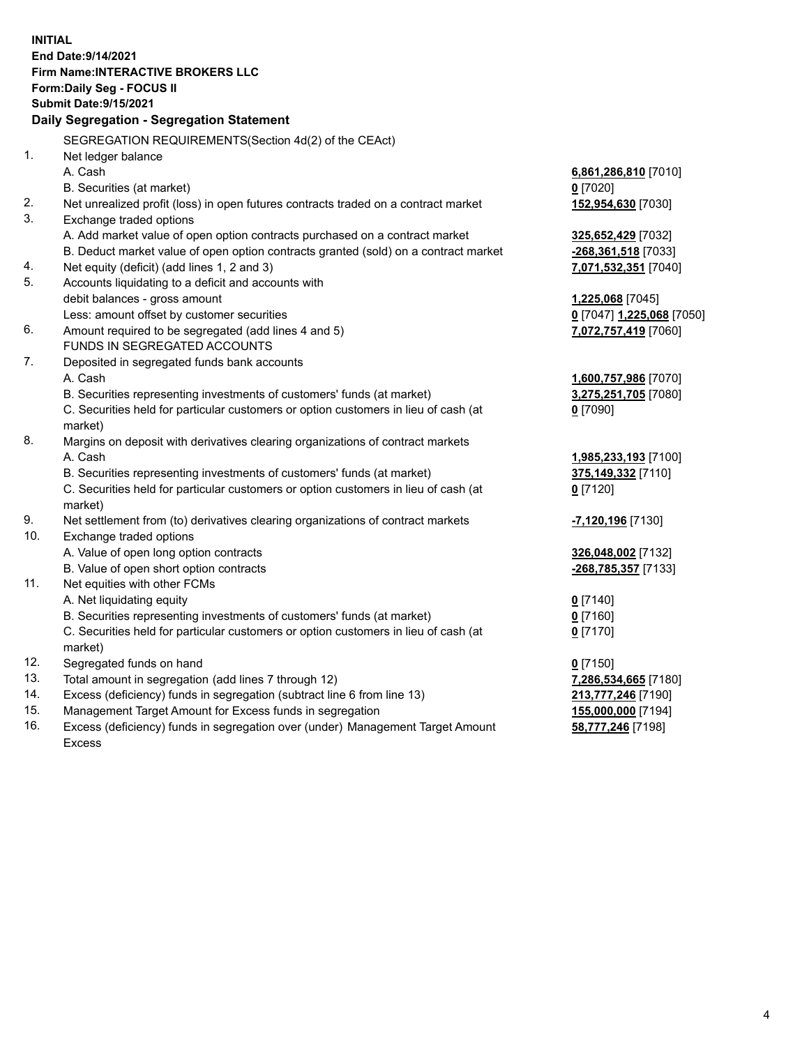**INITIAL**
**End Date:9/14/2021**
**Firm Name:INTERACTIVE BROKERS LLC**
**Form:Daily Seg - FOCUS II**
**Submit Date:9/15/2021**

**Daily Segregation - Segregation Statement**

| | | |
|---|---|---|
| | SEGREGATION REQUIREMENTS(Section 4d(2) of the CEAct) | |
| 1. | Net ledger balance | |
| | A. Cash | **6,861,286,810** [7010] |
| | B. Securities (at market) | **0** [7020] |
| 2. | Net unrealized profit (loss) in open futures contracts traded on a contract market | **152,954,630** [7030] |
| 3. | Exchange traded options | |
| | A. Add market value of open option contracts purchased on a contract market | **325,652,429** [7032] |
| | B. Deduct market value of open option contracts granted (sold) on a contract market | **-268,361,518** [7033] |
| 4. | Net equity (deficit) (add lines 1, 2 and 3) | **7,071,532,351** [7040] |
| 5. | Accounts liquidating to a deficit and accounts with | |
| | debit balances - gross amount | **1,225,068** [7045] |
| | Less: amount offset by customer securities | **0** [7047] **1,225,068** [7050] |
| 6. | Amount required to be segregated (add lines 4 and 5) | **7,072,757,419** [7060] |
| | FUNDS IN SEGREGATED ACCOUNTS | |
| 7. | Deposited in segregated funds bank accounts | |
| | A. Cash | **1,600,757,986** [7070] |
| | B. Securities representing investments of customers' funds (at market) | **3,275,251,705** [7080] |
| | C. Securities held for particular customers or option customers in lieu of cash (at market) | **0** [7090] |
| 8. | Margins on deposit with derivatives clearing organizations of contract markets | |
| | A. Cash | **1,985,233,193** [7100] |
| | B. Securities representing investments of customers' funds (at market) | **375,149,332** [7110] |
| | C. Securities held for particular customers or option customers in lieu of cash (at market) | **0** [7120] |
| 9. | Net settlement from (to) derivatives clearing organizations of contract markets | **-7,120,196** [7130] |
| 10. | Exchange traded options | |
| | A. Value of open long option contracts | **326,048,002** [7132] |
| | B. Value of open short option contracts | **-268,785,357** [7133] |
| 11. | Net equities with other FCMs | |
| | A. Net liquidating equity | **0** [7140] |
| | B. Securities representing investments of customers' funds (at market) | **0** [7160] |
| | C. Securities held for particular customers or option customers in lieu of cash (at market) | **0** [7170] |
| 12. | Segregated funds on hand | **0** [7150] |
| 13. | Total amount in segregation (add lines 7 through 12) | **7,286,534,665** [7180] |
| 14. | Excess (deficiency) funds in segregation (subtract line 6 from line 13) | **213,777,246** [7190] |
| 15. | Management Target Amount for Excess funds in segregation | **155,000,000** [7194] |
| 16. | Excess (deficiency) funds in segregation over (under) Management Target Amount Excess | **58,777,246** [7198] |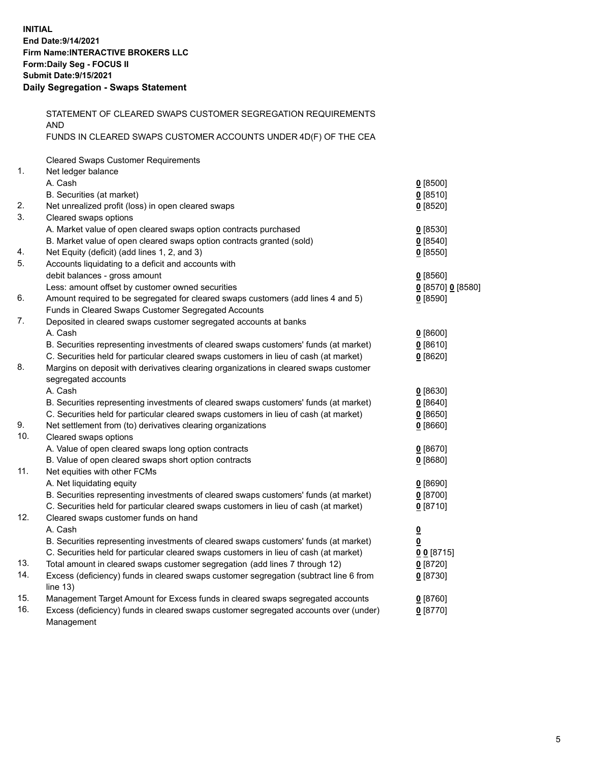**INITIAL**
**End Date:9/14/2021**
**Firm Name:INTERACTIVE BROKERS LLC**
**Form:Daily Seg - FOCUS II**
**Submit Date:9/15/2021**
**Daily Segregation - Swaps Statement**

STATEMENT OF CLEARED SWAPS CUSTOMER SEGREGATION REQUIREMENTS AND FUNDS IN CLEARED SWAPS CUSTOMER ACCOUNTS UNDER 4D(F) OF THE CEA

| | | |
|---|---|---|
| | Cleared Swaps Customer Requirements | |
| 1. | Net ledger balance | |
| | A. Cash | 0 [8500] |
| | B. Securities (at market) | 0 [8510] |
| 2. | Net unrealized profit (loss) in open cleared swaps | 0 [8520] |
| 3. | Cleared swaps options | |
| | A. Market value of open cleared swaps option contracts purchased | 0 [8530] |
| | B. Market value of open cleared swaps option contracts granted (sold) | 0 [8540] |
| 4. | Net Equity (deficit) (add lines 1, 2, and 3) | 0 [8550] |
| 5. | Accounts liquidating to a deficit and accounts with debit balances - gross amount | 0 [8560] |
| | Less: amount offset by customer owned securities | 0 [8570] 0 [8580] |
| 6. | Amount required to be segregated for cleared swaps customers (add lines 4 and 5) | 0 [8590] |
| | Funds in Cleared Swaps Customer Segregated Accounts | |
| 7. | Deposited in cleared swaps customer segregated accounts at banks | |
| | A. Cash | 0 [8600] |
| | B. Securities representing investments of cleared swaps customers' funds (at market) | 0 [8610] |
| | C. Securities held for particular cleared swaps customers in lieu of cash (at market) | 0 [8620] |
| 8. | Margins on deposit with derivatives clearing organizations in cleared swaps customer segregated accounts | |
| | A. Cash | 0 [8630] |
| | B. Securities representing investments of cleared swaps customers' funds (at market) | 0 [8640] |
| | C. Securities held for particular cleared swaps customers in lieu of cash (at market) | 0 [8650] |
| 9. | Net settlement from (to) derivatives clearing organizations | 0 [8660] |
| 10. | Cleared swaps options | |
| | A. Value of open cleared swaps long option contracts | 0 [8670] |
| | B. Value of open cleared swaps short option contracts | 0 [8680] |
| 11. | Net equities with other FCMs | |
| | A. Net liquidating equity | 0 [8690] |
| | B. Securities representing investments of cleared swaps customers' funds (at market) | 0 [8700] |
| | C. Securities held for particular cleared swaps customers in lieu of cash (at market) | 0 [8710] |
| 12. | Cleared swaps customer funds on hand | |
| | A. Cash | 0 |
| | B. Securities representing investments of cleared swaps customers' funds (at market) | 0 |
| | C. Securities held for particular cleared swaps customers in lieu of cash (at market) | 0 0 [8715] |
| 13. | Total amount in cleared swaps customer segregation (add lines 7 through 12) | 0 [8720] |
| 14. | Excess (deficiency) funds in cleared swaps customer segregation (subtract line 6 from line 13) | 0 [8730] |
| 15. | Management Target Amount for Excess funds in cleared swaps segregated accounts | 0 [8760] |
| 16. | Excess (deficiency) funds in cleared swaps customer segregated accounts over (under) Management | 0 [8770] |